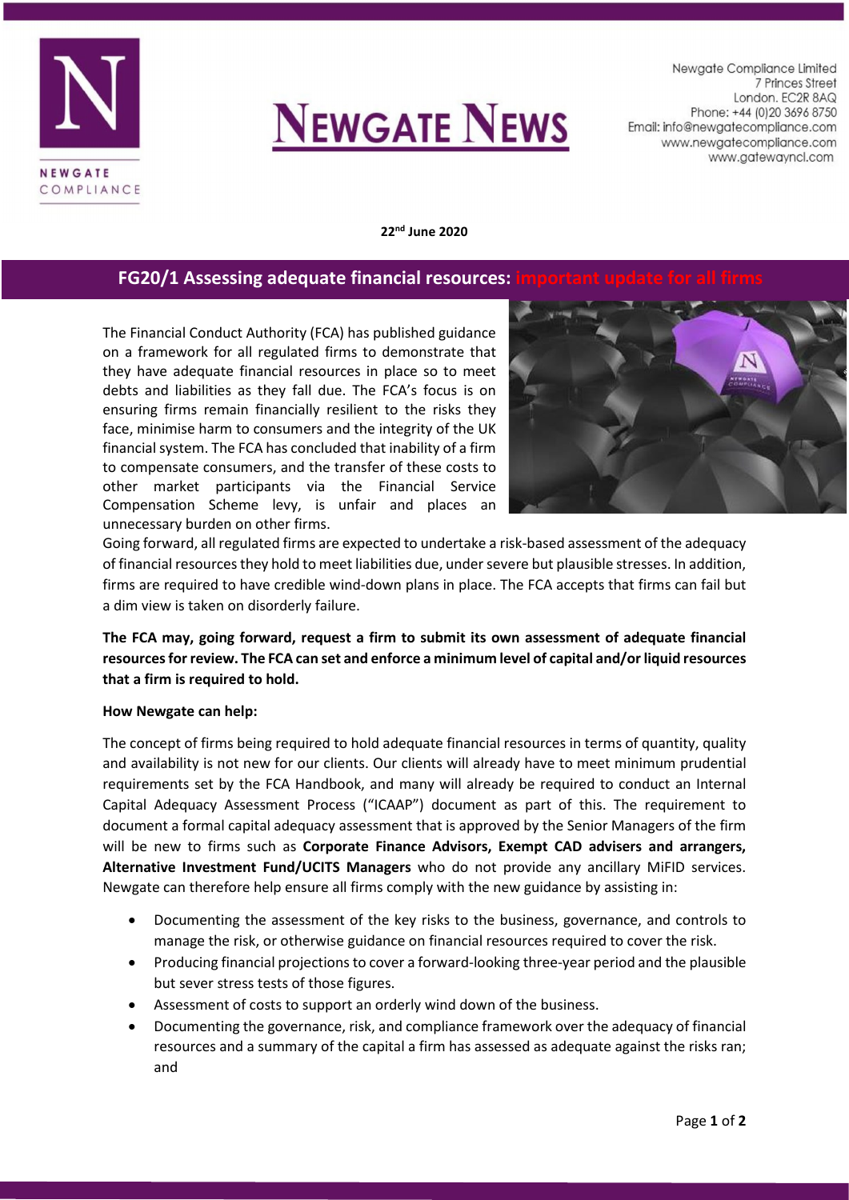# NEWGATE NEWS

NEWGATE COMPLIANCE

Newgate Compliance Limited
7 Princes Street
London. EC2R 8AQ
Phone: +44 (0)20 3696 8750
Email: info@newgatecompliance.com
www.newgatecompliance.com
www.gatewayncl.com

**22nd June 2020**

## FG20/1 Assessing adequate financial resources: important update for all firms

The Financial Conduct Authority (FCA) has published guidance on a framework for all regulated firms to demonstrate that they have adequate financial resources in place so to meet debts and liabilities as they fall due. The FCA's focus is on ensuring firms remain financially resilient to the risks they face, minimise harm to consumers and the integrity of the UK financial system. The FCA has concluded that inability of a firm to compensate consumers, and the transfer of these costs to other market participants via the Financial Service Compensation Scheme levy, is unfair and places an unnecessary burden on other firms.

Going forward, all regulated firms are expected to undertake a risk-based assessment of the adequacy of financial resources they hold to meet liabilities due, under severe but plausible stresses. In addition, firms are required to have credible wind-down plans in place. The FCA accepts that firms can fail but a dim view is taken on disorderly failure.

**The FCA may, going forward, request a firm to submit its own assessment of adequate financial resources for review. The FCA can set and enforce a minimum level of capital and/or liquid resources that a firm is required to hold.**

**How Newgate can help:**

The concept of firms being required to hold adequate financial resources in terms of quantity, quality and availability is not new for our clients. Our clients will already have to meet minimum prudential requirements set by the FCA Handbook, and many will already be required to conduct an Internal Capital Adequacy Assessment Process ("ICAAP") document as part of this. The requirement to document a formal capital adequacy assessment that is approved by the Senior Managers of the firm will be new to firms such as **Corporate Finance Advisors, Exempt CAD advisers and arrangers, Alternative Investment Fund/UCITS Managers** who do not provide any ancillary MiFID services. Newgate can therefore help ensure all firms comply with the new guidance by assisting in:

- Documenting the assessment of the key risks to the business, governance, and controls to manage the risk, or otherwise guidance on financial resources required to cover the risk.
- Producing financial projections to cover a forward-looking three-year period and the plausible but sever stress tests of those figures.
- Assessment of costs to support an orderly wind down of the business.
- Documenting the governance, risk, and compliance framework over the adequacy of financial resources and a summary of the capital a firm has assessed as adequate against the risks ran; and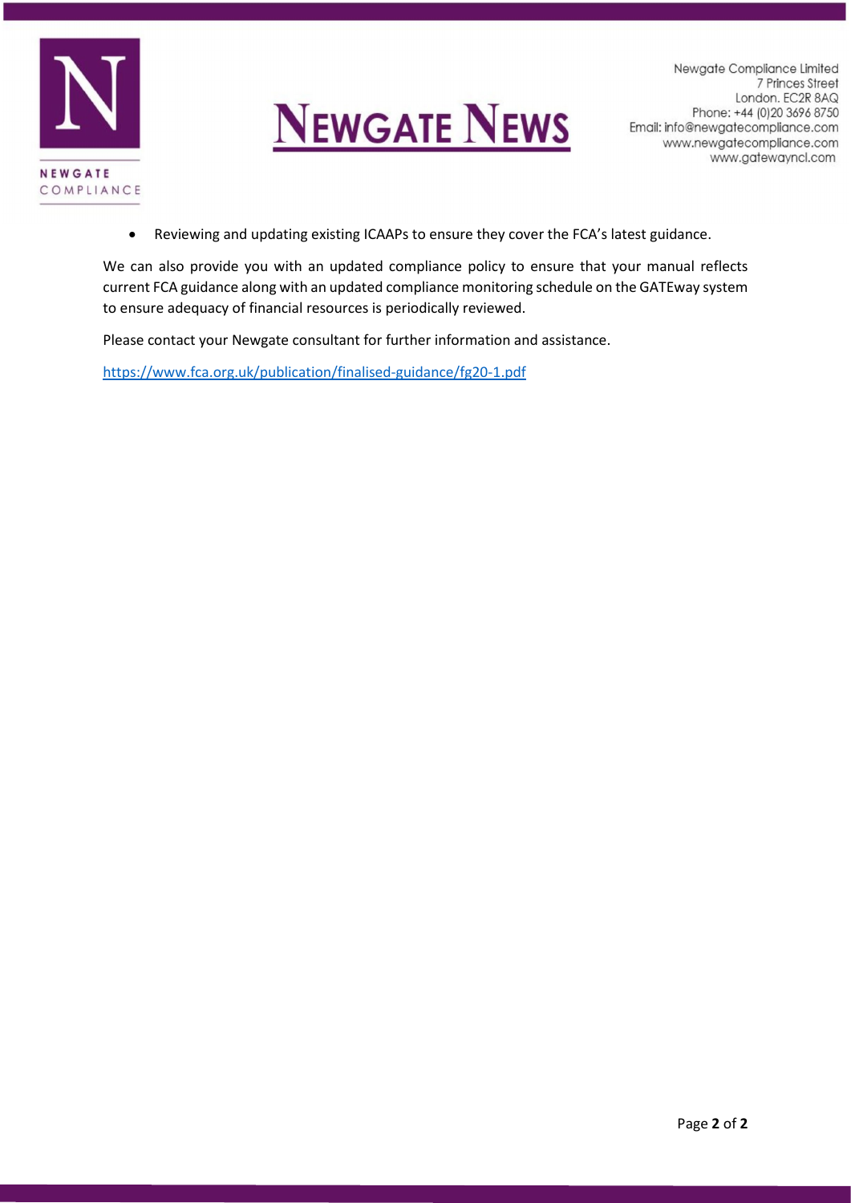- Reviewing and updating existing ICAAPs to ensure they cover the FCA's latest guidance.

We can also provide you with an updated compliance policy to ensure that your manual reflects current FCA guidance along with an updated compliance monitoring schedule on the GATEway system to ensure adequacy of financial resources is periodically reviewed.

Please contact your Newgate consultant for further information and assistance.

https://www.fca.org.uk/publication/finalised-guidance/fg20-1.pdf